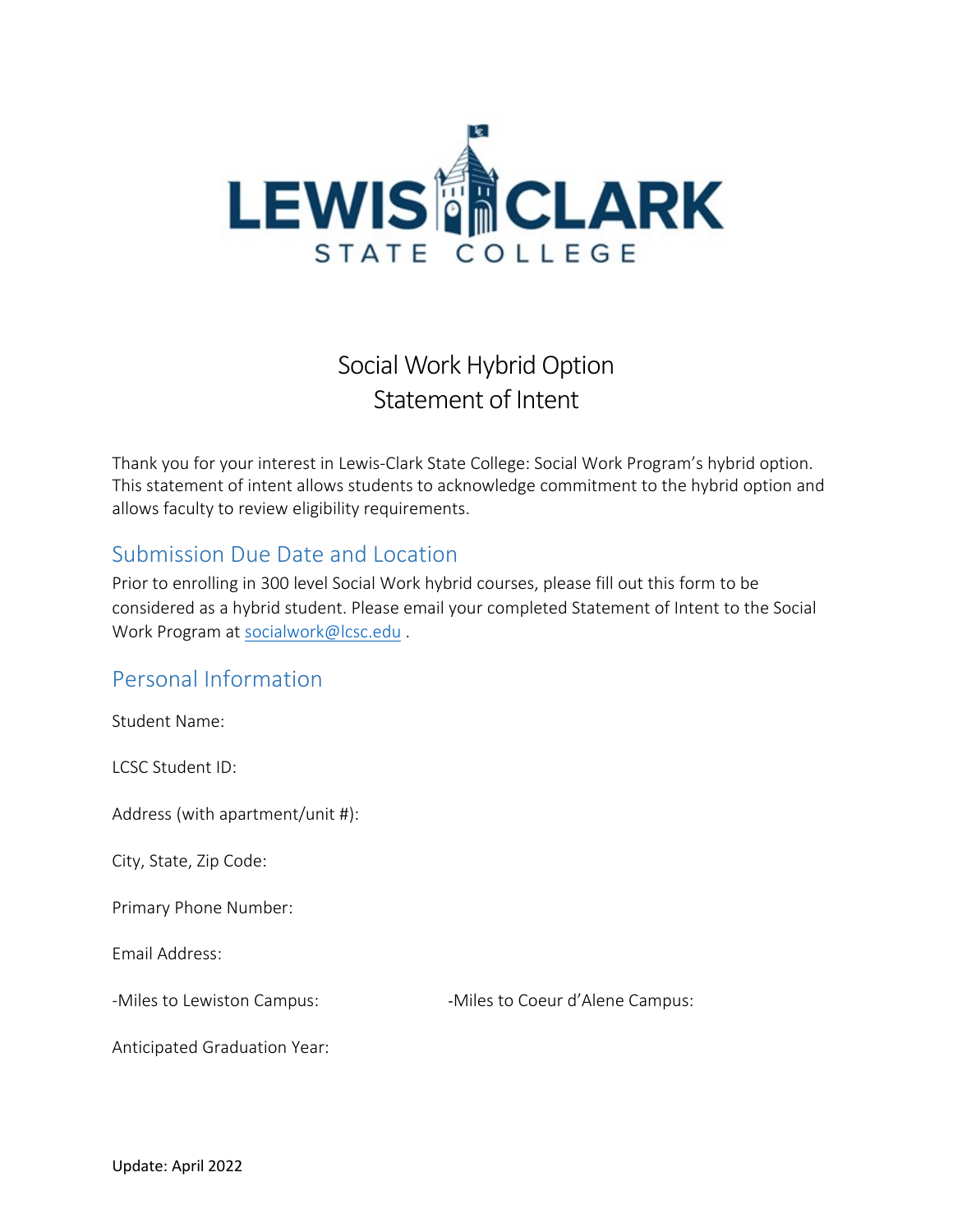# Social Work Hybrid Option
# Statement of Intent

Thank you for your interest in Lewis-Clark State College: Social Work Program's hybrid option. This statement of intent allows students to acknowledge commitment to the hybrid option and allows faculty to review eligibility requirements.

## Submission Due Date and Location

Prior to enrolling in 300 level Social Work hybrid courses, please fill out this form to be considered as a hybrid student. Please email your completed Statement of Intent to the Social Work Program at socialwork@lcsc.edu .

## Personal Information

Student Name:

LCSC Student ID:

Address (with apartment/unit #):

City, State, Zip Code:

Primary Phone Number:

Email Address:

-Miles to Lewiston Campus:

-Miles to Coeur d'Alene Campus:

Anticipated Graduation Year:

Update: April 2022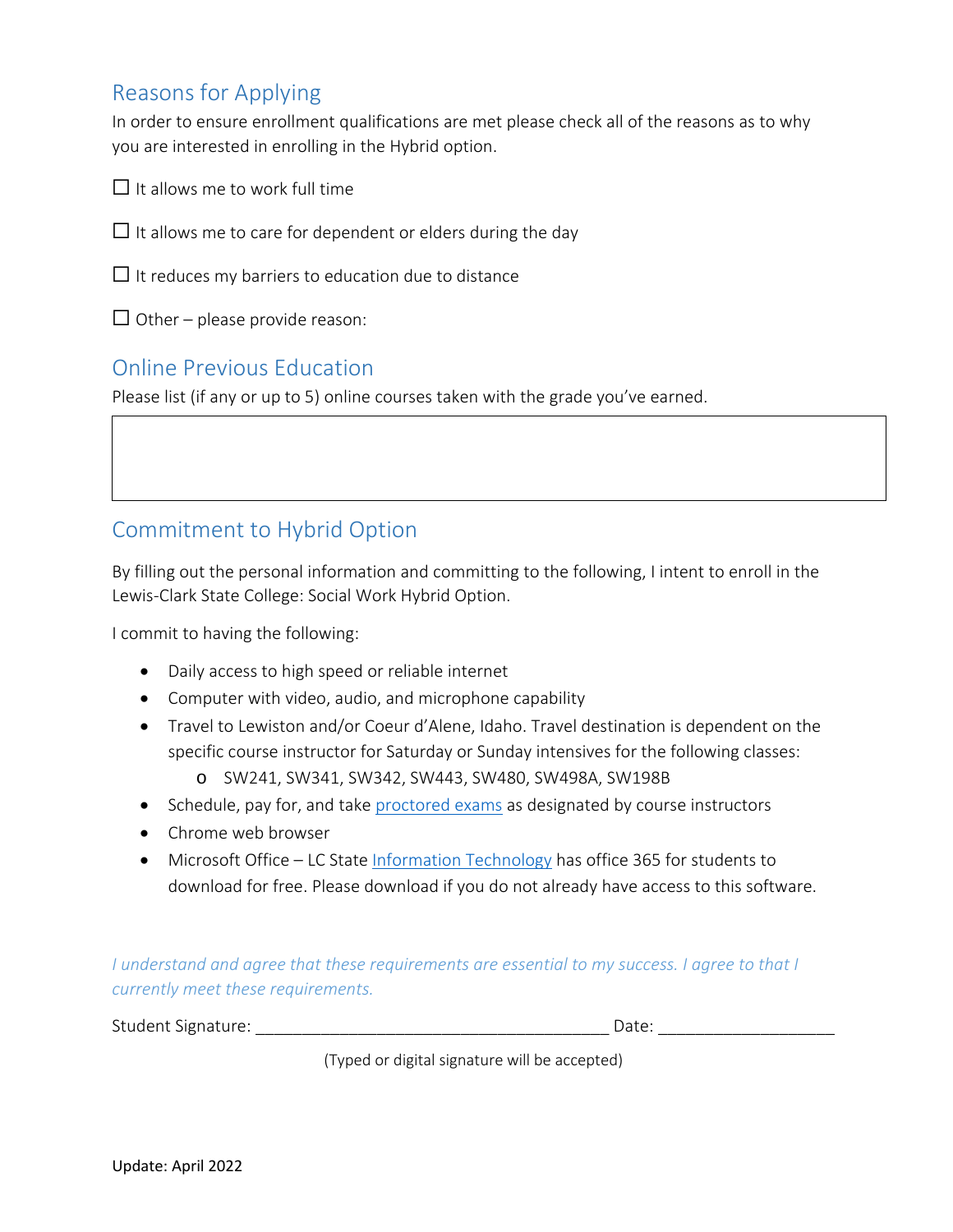## Reasons for Applying

In order to ensure enrollment qualifications are met please check all of the reasons as to why you are interested in enrolling in the Hybrid option.

☐ It allows me to work full time

☐ It allows me to care for dependent or elders during the day

☐ It reduces my barriers to education due to distance

☐ Other – please provide reason:

## Online Previous Education

Please list (if any or up to 5) online courses taken with the grade you've earned.

| |
|---|
| |

## Commitment to Hybrid Option

By filling out the personal information and committing to the following, I intent to enroll in the Lewis-Clark State College: Social Work Hybrid Option.

I commit to having the following:

- Daily access to high speed or reliable internet
- Computer with video, audio, and microphone capability
- Travel to Lewiston and/or Coeur d'Alene, Idaho. Travel destination is dependent on the specific course instructor for Saturday or Sunday intensives for the following classes:
  - SW241, SW341, SW342, SW443, SW480, SW498A, SW198B
- Schedule, pay for, and take proctored exams as designated by course instructors
- Chrome web browser
- Microsoft Office – LC State Information Technology has office 365 for students to download for free. Please download if you do not already have access to this software.

*I understand and agree that these requirements are essential to my success. I agree to that I currently meet these requirements.*

Student Signature: _______________________________________ Date: ___________________

(Typed or digital signature will be accepted)

**Update: April 2022**